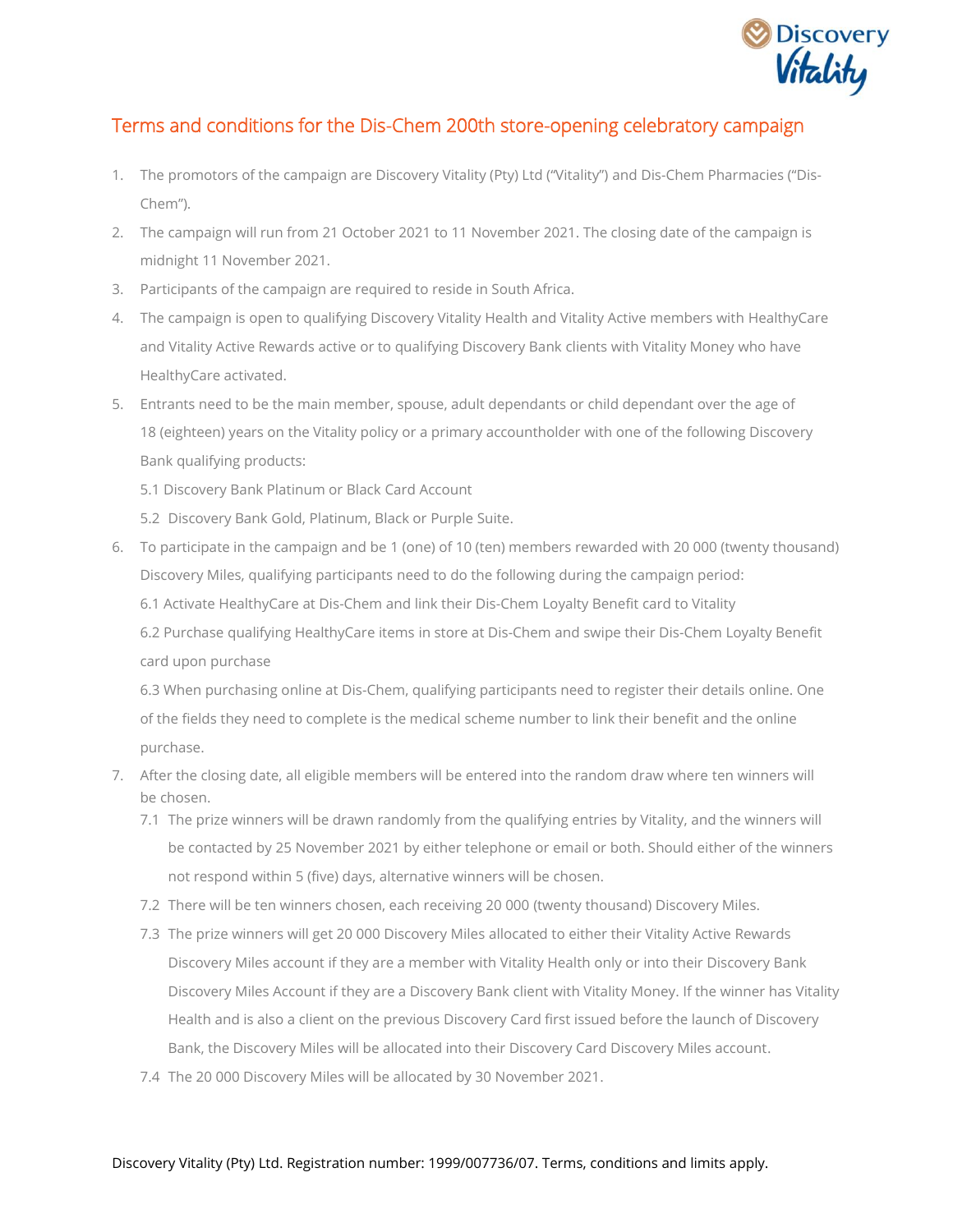# Terms and conditions for the Dis-Chem 200th store-opening celebratory campaign

1. The promotors of the campaign are Discovery Vitality (Pty) Ltd ("Vitality") and Dis-Chem Pharmacies ("Dis-Chem").
2. The campaign will run from 21 October 2021 to 11 November 2021. The closing date of the campaign is midnight 11 November 2021.
3. Participants of the campaign are required to reside in South Africa.
4. The campaign is open to qualifying Discovery Vitality Health and Vitality Active members with HealthyCare and Vitality Active Rewards active or to qualifying Discovery Bank clients with Vitality Money who have HealthyCare activated.
5. Entrants need to be the main member, spouse, adult dependants or child dependant over the age of 18 (eighteen) years on the Vitality policy or a primary accountholder with one of the following Discovery Bank qualifying products:

   5.1 Discovery Bank Platinum or Black Card Account

   5.2 Discovery Bank Gold, Platinum, Black or Purple Suite.
6. To participate in the campaign and be 1 (one) of 10 (ten) members rewarded with 20 000 (twenty thousand) Discovery Miles, qualifying participants need to do the following during the campaign period:

   6.1 Activate HealthyCare at Dis-Chem and link their Dis-Chem Loyalty Benefit card to Vitality

   6.2 Purchase qualifying HealthyCare items in store at Dis-Chem and swipe their Dis-Chem Loyalty Benefit card upon purchase

   6.3 When purchasing online at Dis-Chem, qualifying participants need to register their details online. One of the fields they need to complete is the medical scheme number to link their benefit and the online purchase.
7. After the closing date, all eligible members will be entered into the random draw where ten winners will be chosen.

   7.1 The prize winners will be drawn randomly from the qualifying entries by Vitality, and the winners will be contacted by 25 November 2021 by either telephone or email or both. Should either of the winners not respond within 5 (five) days, alternative winners will be chosen.

   7.2 There will be ten winners chosen, each receiving 20 000 (twenty thousand) Discovery Miles.

   7.3 The prize winners will get 20 000 Discovery Miles allocated to either their Vitality Active Rewards Discovery Miles account if they are a member with Vitality Health only or into their Discovery Bank Discovery Miles Account if they are a Discovery Bank client with Vitality Money. If the winner has Vitality Health and is also a client on the previous Discovery Card first issued before the launch of Discovery Bank, the Discovery Miles will be allocated into their Discovery Card Discovery Miles account.

   7.4 The 20 000 Discovery Miles will be allocated by 30 November 2021.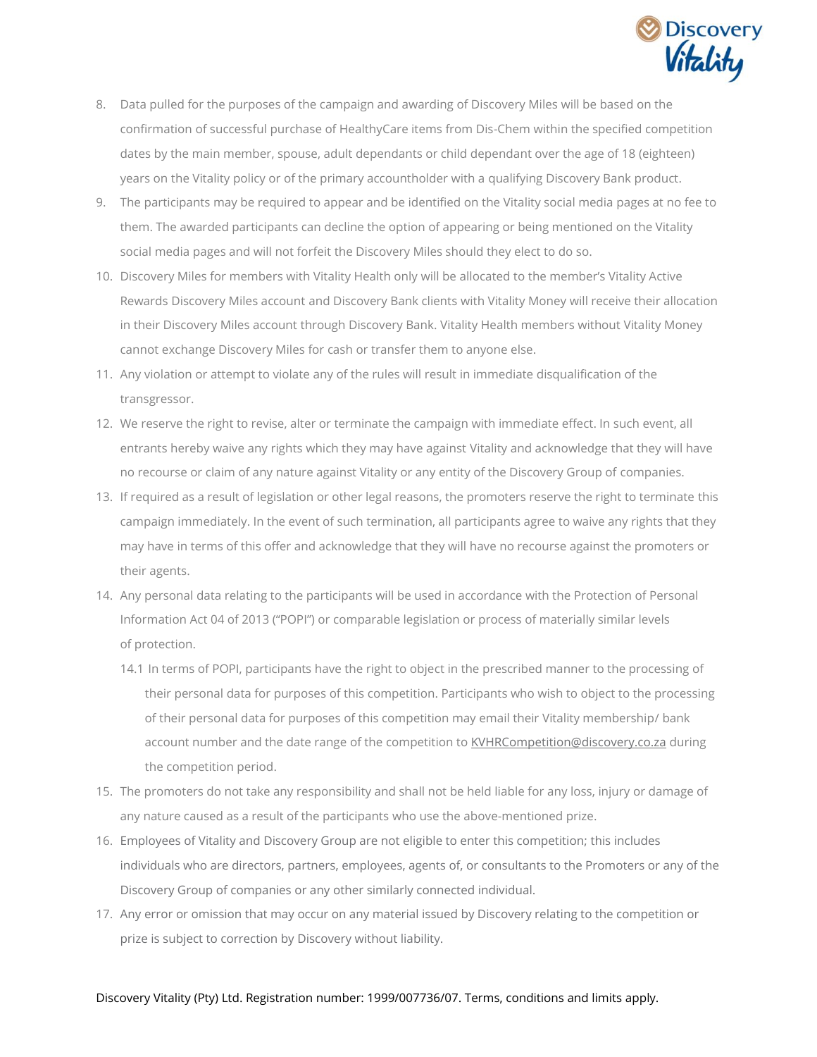8. Data pulled for the purposes of the campaign and awarding of Discovery Miles will be based on the confirmation of successful purchase of HealthyCare items from Dis-Chem within the specified competition dates by the main member, spouse, adult dependants or child dependant over the age of 18 (eighteen) years on the Vitality policy or of the primary accountholder with a qualifying Discovery Bank product.
9. The participants may be required to appear and be identified on the Vitality social media pages at no fee to them. The awarded participants can decline the option of appearing or being mentioned on the Vitality social media pages and will not forfeit the Discovery Miles should they elect to do so.
10. Discovery Miles for members with Vitality Health only will be allocated to the member's Vitality Active Rewards Discovery Miles account and Discovery Bank clients with Vitality Money will receive their allocation in their Discovery Miles account through Discovery Bank. Vitality Health members without Vitality Money cannot exchange Discovery Miles for cash or transfer them to anyone else.
11. Any violation or attempt to violate any of the rules will result in immediate disqualification of the transgressor.
12. We reserve the right to revise, alter or terminate the campaign with immediate effect. In such event, all entrants hereby waive any rights which they may have against Vitality and acknowledge that they will have no recourse or claim of any nature against Vitality or any entity of the Discovery Group of companies.
13. If required as a result of legislation or other legal reasons, the promoters reserve the right to terminate this campaign immediately. In the event of such termination, all participants agree to waive any rights that they may have in terms of this offer and acknowledge that they will have no recourse against the promoters or their agents.
14. Any personal data relating to the participants will be used in accordance with the Protection of Personal Information Act 04 of 2013 ("POPI") or comparable legislation or process of materially similar levels of protection.
    14.1 In terms of POPI, participants have the right to object in the prescribed manner to the processing of their personal data for purposes of this competition. Participants who wish to object to the processing of their personal data for purposes of this competition may email their Vitality membership/ bank account number and the date range of the competition to KVHRCompetition@discovery.co.za during the competition period.
15. The promoters do not take any responsibility and shall not be held liable for any loss, injury or damage of any nature caused as a result of the participants who use the above-mentioned prize.
16. Employees of Vitality and Discovery Group are not eligible to enter this competition; this includes individuals who are directors, partners, employees, agents of, or consultants to the Promoters or any of the Discovery Group of companies or any other similarly connected individual.
17. Any error or omission that may occur on any material issued by Discovery relating to the competition or prize is subject to correction by Discovery without liability.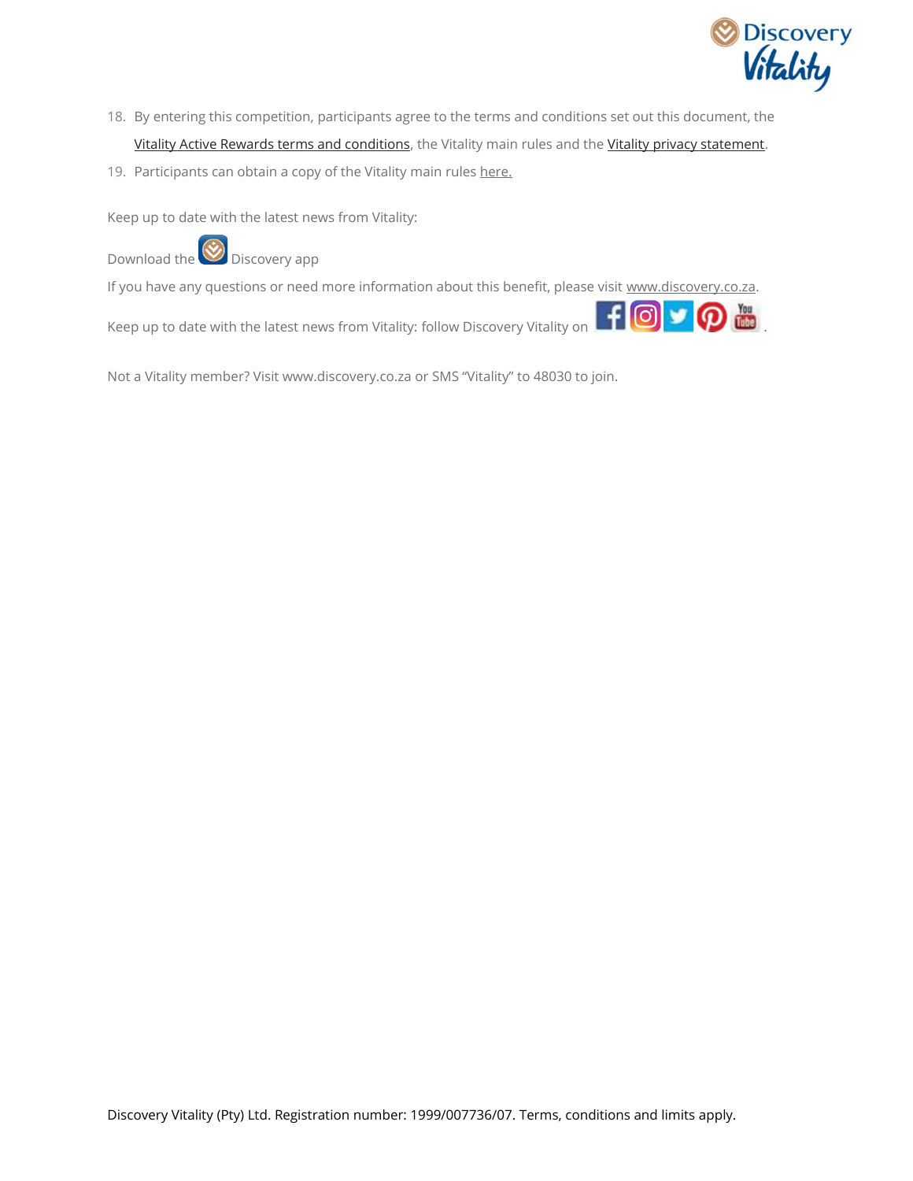18. By entering this competition, participants agree to the terms and conditions set out this document, the Vitality Active Rewards terms and conditions, the Vitality main rules and the Vitality privacy statement.
19. Participants can obtain a copy of the Vitality main rules here.

Keep up to date with the latest news from Vitality:

Download the Discovery app

If you have any questions or need more information about this benefit, please visit www.discovery.co.za.

Keep up to date with the latest news from Vitality: follow Discovery Vitality on .

Not a Vitality member? Visit www.discovery.co.za or SMS "Vitality" to 48030 to join.

Discovery Vitality (Pty) Ltd. Registration number: 1999/007736/07. Terms, conditions and limits apply.